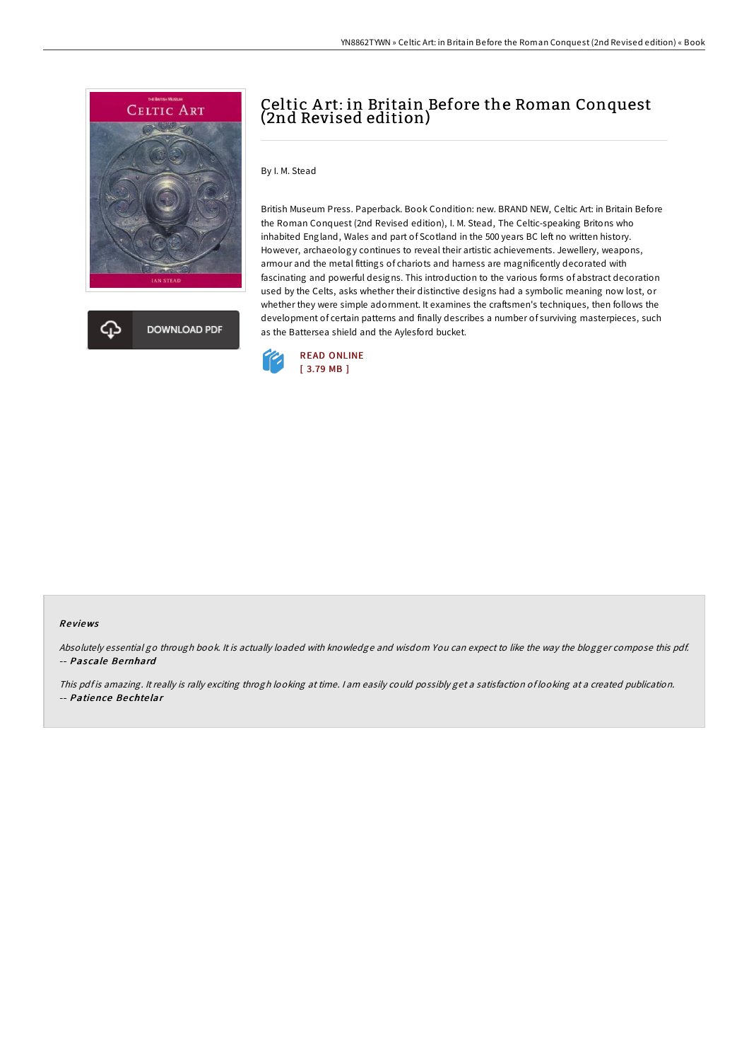# Celtic Art: in Britain Before the Roman Conquest (2nd Revised edition)

By I. M. Stead

British Museum Press. Paperback. Book Condition: new. BRAND NEW, Celtic Art: in Britain Before the Roman Conquest (2nd Revised edition), I. M. Stead, The Celtic-speaking Britons who inhabited England, Wales and part of Scotland in the 500 years BC left no written history. However, archaeology continues to reveal their artistic achievements. Jewellery, weapons, armour and the metal fittings of chariots and harness are magnificently decorated with fascinating and powerful designs. This introduction to the various forms of abstract decoration used by the Celts, asks whether their distinctive designs had a symbolic meaning now lost, or whether they were simple adornment. It examines the craftsmen's techniques, then follows the development of certain patterns and finally describes a number of surviving masterpieces, such as the Battersea shield and the Aylesford bucket.

DOWNLOAD PDF

READ ONLINE
[ 3.79 MB ]

## Reviews

*Absolutely essential go through book. It is actually loaded with knowledge and wisdom You can expect to like the way the blogger compose this pdf.*
-- *Pascale Bernhard*

*This pdf is amazing. It really is rally exciting throgh looking at time. I am easily could possibly get a satisfaction of looking at a created publication.*
-- *Patience Bechtelar*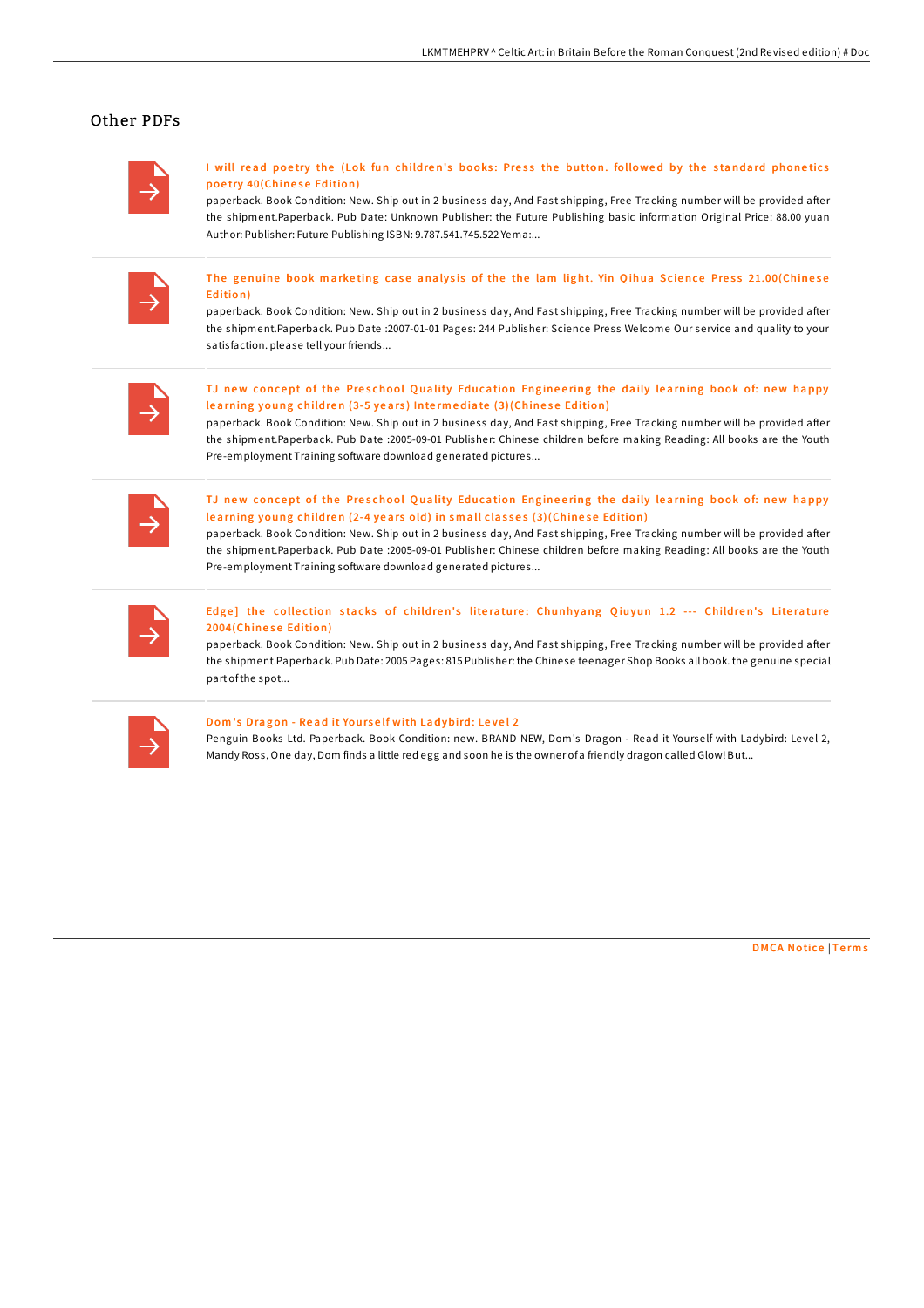## Other PDFs

**I will read poetry the (Lok fun children's books: Press the button. followed by the standard phonetics poetry 40(Chinese Edition)**

paperback. Book Condition: New. Ship out in 2 business day, And Fast shipping, Free Tracking number will be provided after the shipment.Paperback. Pub Date: Unknown Publisher: the Future Publishing basic information Original Price: 88.00 yuan Author: Publisher: Future Publishing ISBN: 9.787.541.745.522 Yema:...

**The genuine book marketing case analysis of the the lam light. Yin Qihua Science Press 21.00(Chinese Edition)**

paperback. Book Condition: New. Ship out in 2 business day, And Fast shipping, Free Tracking number will be provided after the shipment.Paperback. Pub Date :2007-01-01 Pages: 244 Publisher: Science Press Welcome Our service and quality to your satisfaction. please tell your friends...

**TJ new concept of the Preschool Quality Education Engineering the daily learning book of: new happy learning young children (3-5 years) Intermediate (3)(Chinese Edition)**

paperback. Book Condition: New. Ship out in 2 business day, And Fast shipping, Free Tracking number will be provided after the shipment.Paperback. Pub Date :2005-09-01 Publisher: Chinese children before making Reading: All books are the Youth Pre-employment Training software download generated pictures...

**TJ new concept of the Preschool Quality Education Engineering the daily learning book of: new happy learning young children (2-4 years old) in small classes (3)(Chinese Edition)**

paperback. Book Condition: New. Ship out in 2 business day, And Fast shipping, Free Tracking number will be provided after the shipment.Paperback. Pub Date :2005-09-01 Publisher: Chinese children before making Reading: All books are the Youth Pre-employment Training software download generated pictures...

**Edge] the collection stacks of children's literature: Chunhyang Qiuyun 1.2 --- Children's Literature 2004(Chinese Edition)**

paperback. Book Condition: New. Ship out in 2 business day, And Fast shipping, Free Tracking number will be provided after the shipment.Paperback. Pub Date: 2005 Pages: 815 Publisher: the Chinese teenager Shop Books all book. the genuine special part of the spot...

**Dom's Dragon - Read it Yourself with Ladybird: Level 2**

Penguin Books Ltd. Paperback. Book Condition: new. BRAND NEW, Dom's Dragon - Read it Yourself with Ladybird: Level 2, Mandy Ross, One day, Dom finds a little red egg and soon he is the owner of a friendly dragon called Glow! But...

DMCA Notice | Terms